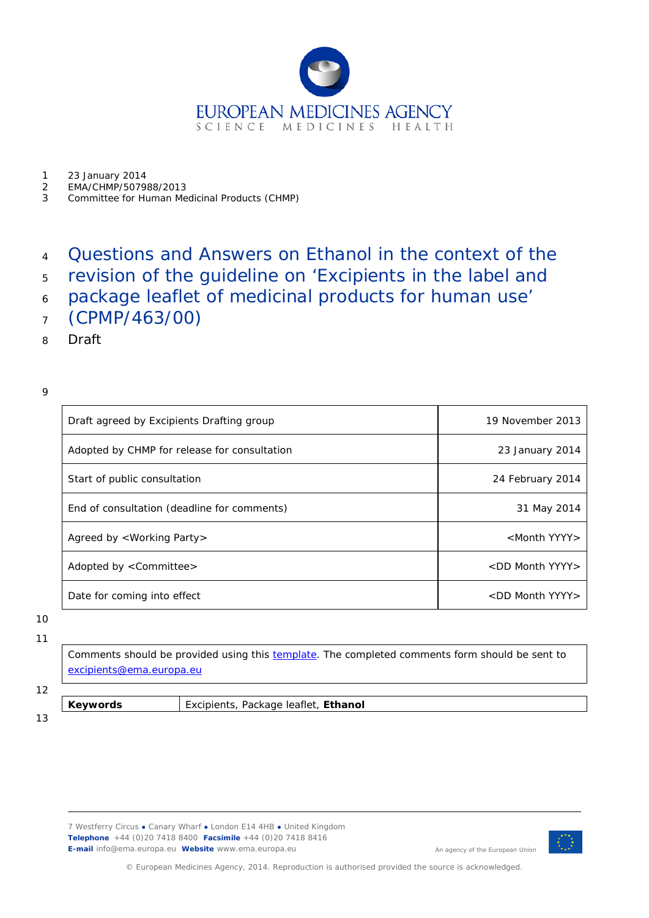EUROPEAN MEDICINES AGENCY
SCIENCE MEDICINES HEALTH

23 January 2014
EMA/CHMP/507988/2013
Committee for Human Medicinal Products (CHMP)

# Questions and Answers on Ethanol in the context of the revision of the guideline on 'Excipients in the label and package leaflet of medicinal products for human use' (CPMP/463/00)

Draft

| | |
|---|---|
| Draft agreed by Excipients Drafting group | 19 November 2013 |
| Adopted by CHMP for release for consultation | 23 January 2014 |
| Start of public consultation | 24 February 2014 |
| End of consultation (deadline for comments) | 31 May 2014 |
| Agreed by <Working Party> | <Month YYYY> |
| Adopted by <Committee> | <DD Month YYYY> |
| Date for coming into effect | <DD Month YYYY> |

Comments should be provided using this template. The completed comments form should be sent to excipients@ema.europa.eu

| | |
|---|---|
| **Keywords** | Excipients, Package leaflet, **Ethanol** |

7 Westferry Circus ● Canary Wharf ● London E14 4HB ● United Kingdom
**Telephone** +44 (0)20 7418 8400 **Facsimile** +44 (0)20 7418 8416
**E-mail** info@ema.europa.eu **Website** www.ema.europa.eu

An agency of the European Union

© European Medicines Agency, 2014. Reproduction is authorised provided the source is acknowledged.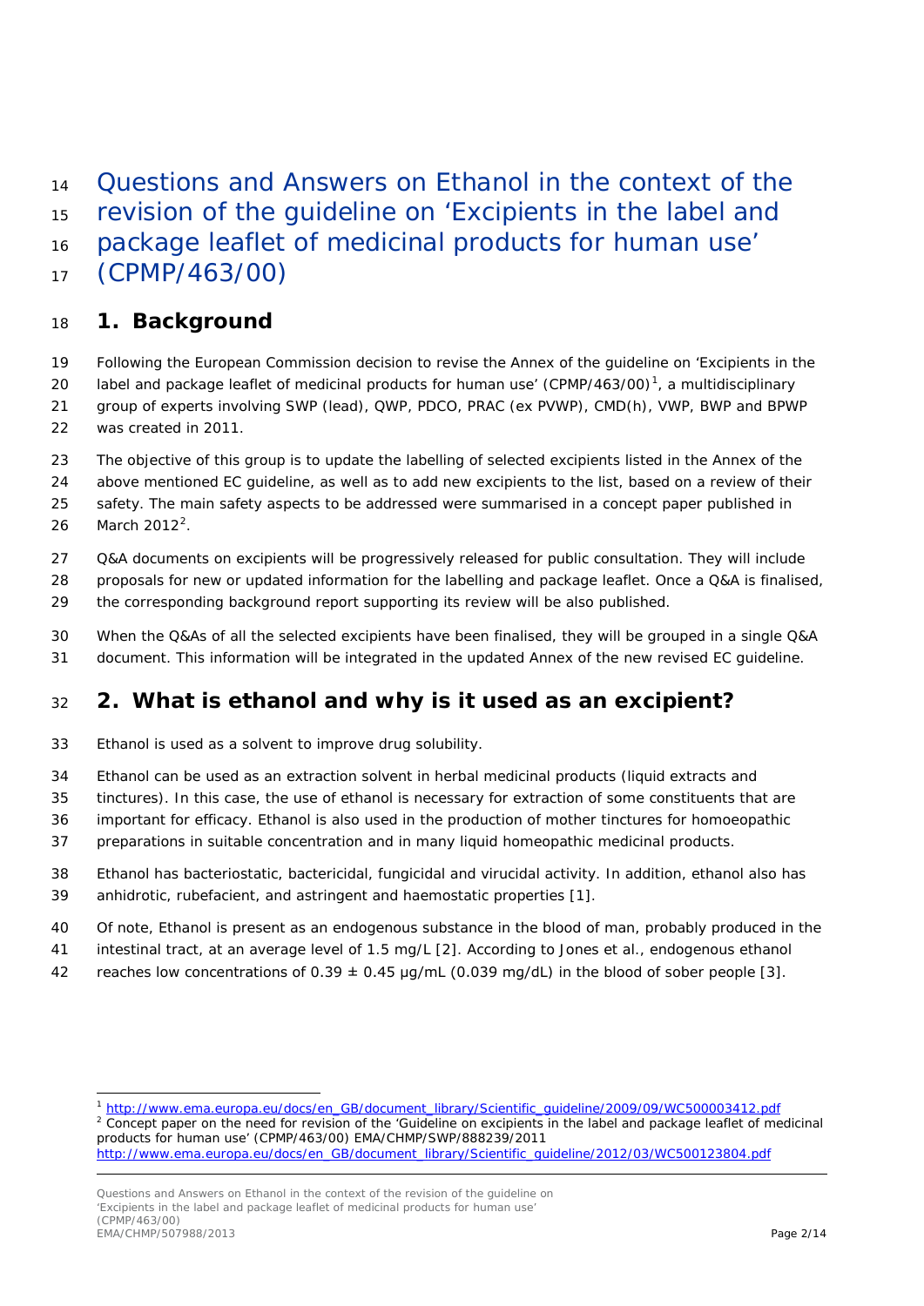# Questions and Answers on Ethanol in the context of the revision of the guideline on 'Excipients in the label and package leaflet of medicinal products for human use' (CPMP/463/00)

## 1. Background

Following the European Commission decision to revise the Annex of the guideline on 'Excipients in the label and package leaflet of medicinal products for human use' (CPMP/463/00)[1], a multidisciplinary group of experts involving SWP (lead), QWP, PDCO, PRAC (ex PVWP), CMD(h), VWP, BWP and BPWP was created in 2011.

The objective of this group is to update the labelling of selected excipients listed in the Annex of the above mentioned EC guideline, as well as to add new excipients to the list, based on a review of their safety. The main safety aspects to be addressed were summarised in a concept paper published in March 2012[2].

Q&A documents on excipients will be progressively released for public consultation. They will include proposals for new or updated information for the labelling and package leaflet. Once a Q&A is finalised, the corresponding background report supporting its review will be also published.

When the Q&As of all the selected excipients have been finalised, they will be grouped in a single Q&A document. This information will be integrated in the updated Annex of the new revised EC guideline.

## 2. What is ethanol and why is it used as an excipient?

Ethanol is used as a solvent to improve drug solubility.

Ethanol can be used as an extraction solvent in herbal medicinal products (liquid extracts and tinctures). In this case, the use of ethanol is necessary for extraction of some constituents that are important for efficacy. Ethanol is also used in the production of mother tinctures for homoeopathic preparations in suitable concentration and in many liquid homeopathic medicinal products.

Ethanol has bacteriostatic, bactericidal, fungicidal and virucidal activity. In addition, ethanol also has anhidrotic, rubefacient, and astringent and haemostatic properties [1].

Of note, Ethanol is present as an endogenous substance in the blood of man, probably produced in the intestinal tract, at an average level of 1.5 mg/L [2]. According to Jones et al., endogenous ethanol reaches low concentrations of 0.39 ± 0.45 µg/mL (0.039 mg/dL) in the blood of sober people [3].

---

[1] http://www.ema.europa.eu/docs/en_GB/document_library/Scientific_guideline/2009/09/WC500003412.pdf

[2] Concept paper on the need for revision of the 'Guideline on excipients in the label and package leaflet of medicinal products for human use' (CPMP/463/00) EMA/CHMP/SWP/888239/2011 http://www.ema.europa.eu/docs/en_GB/document_library/Scientific_guideline/2012/03/WC500123804.pdf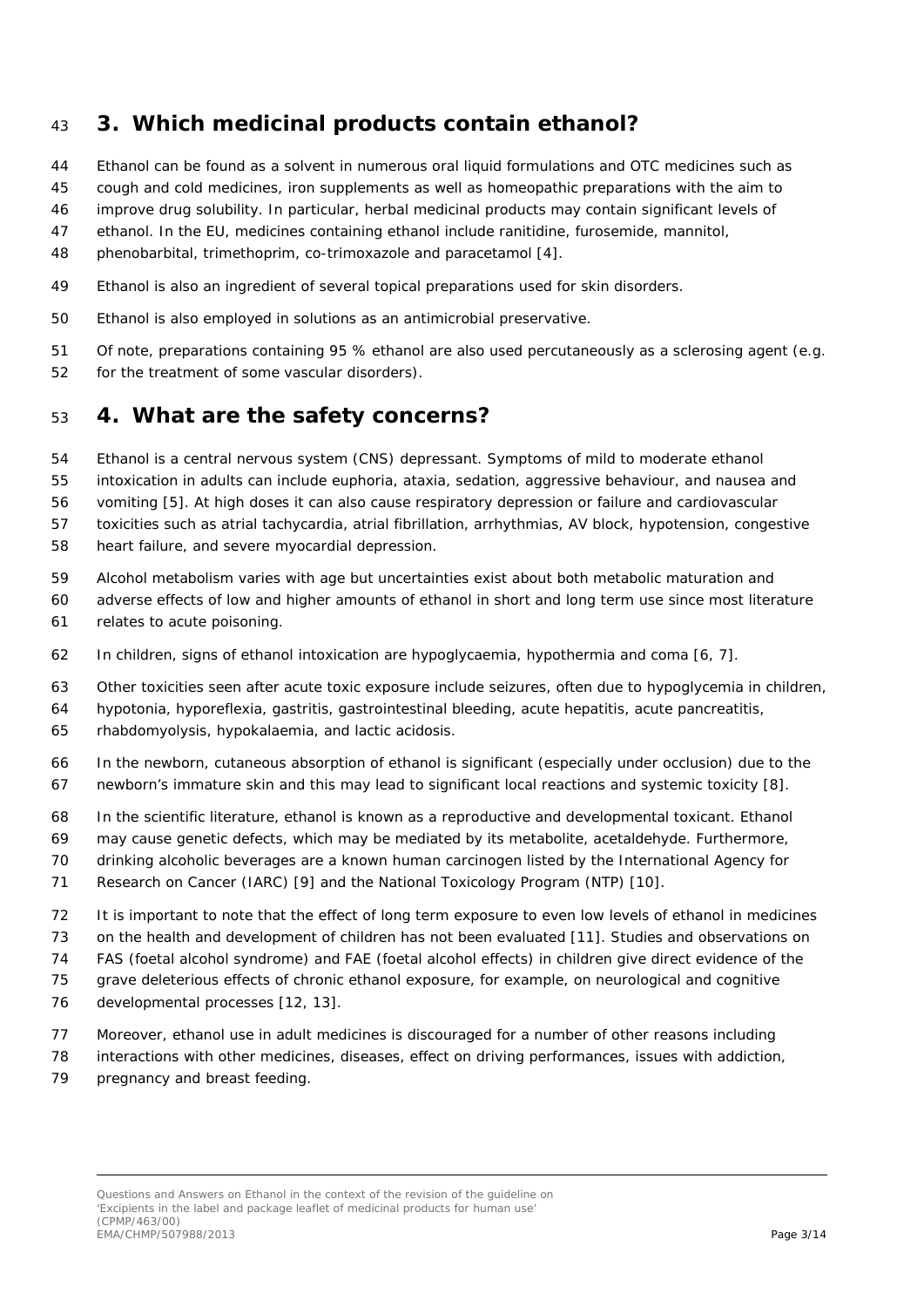## 3. Which medicinal products contain ethanol?

Ethanol can be found as a solvent in numerous oral liquid formulations and OTC medicines such as cough and cold medicines, iron supplements as well as homeopathic preparations with the aim to improve drug solubility. In particular, herbal medicinal products may contain significant levels of ethanol. In the EU, medicines containing ethanol include ranitidine, furosemide, mannitol, phenobarbital, trimethoprim, co-trimoxazole and paracetamol [4].

Ethanol is also an ingredient of several topical preparations used for skin disorders.

Ethanol is also employed in solutions as an antimicrobial preservative.

Of note, preparations containing 95 % ethanol are also used percutaneously as a sclerosing agent (e.g. for the treatment of some vascular disorders).

## 4. What are the safety concerns?

Ethanol is a central nervous system (CNS) depressant. Symptoms of mild to moderate ethanol intoxication in adults can include euphoria, ataxia, sedation, aggressive behaviour, and nausea and vomiting [5]. At high doses it can also cause respiratory depression or failure and cardiovascular toxicities such as atrial tachycardia, atrial fibrillation, arrhythmias, AV block, hypotension, congestive heart failure, and severe myocardial depression.

Alcohol metabolism varies with age but uncertainties exist about both metabolic maturation and adverse effects of low and higher amounts of ethanol in short and long term use since most literature relates to acute poisoning.

In children, signs of ethanol intoxication are hypoglycaemia, hypothermia and coma [6, 7].

Other toxicities seen after acute toxic exposure include seizures, often due to hypoglycemia in children, hypotonia, hyporeflexia, gastritis, gastrointestinal bleeding, acute hepatitis, acute pancreatitis, rhabdomyolysis, hypokalaemia, and lactic acidosis.

In the newborn, cutaneous absorption of ethanol is significant (especially under occlusion) due to the newborn's immature skin and this may lead to significant local reactions and systemic toxicity [8].

In the scientific literature, ethanol is known as a reproductive and developmental toxicant. Ethanol may cause genetic defects, which may be mediated by its metabolite, acetaldehyde. Furthermore, drinking alcoholic beverages are a known human carcinogen listed by the International Agency for Research on Cancer (IARC) [9] and the National Toxicology Program (NTP) [10].

It is important to note that the effect of long term exposure to even low levels of ethanol in medicines on the health and development of children has not been evaluated [11]. Studies and observations on FAS (foetal alcohol syndrome) and FAE (foetal alcohol effects) in children give direct evidence of the grave deleterious effects of chronic ethanol exposure, for example, on neurological and cognitive developmental processes [12, 13].

Moreover, ethanol use in adult medicines is discouraged for a number of other reasons including interactions with other medicines, diseases, effect on driving performances, issues with addiction, pregnancy and breast feeding.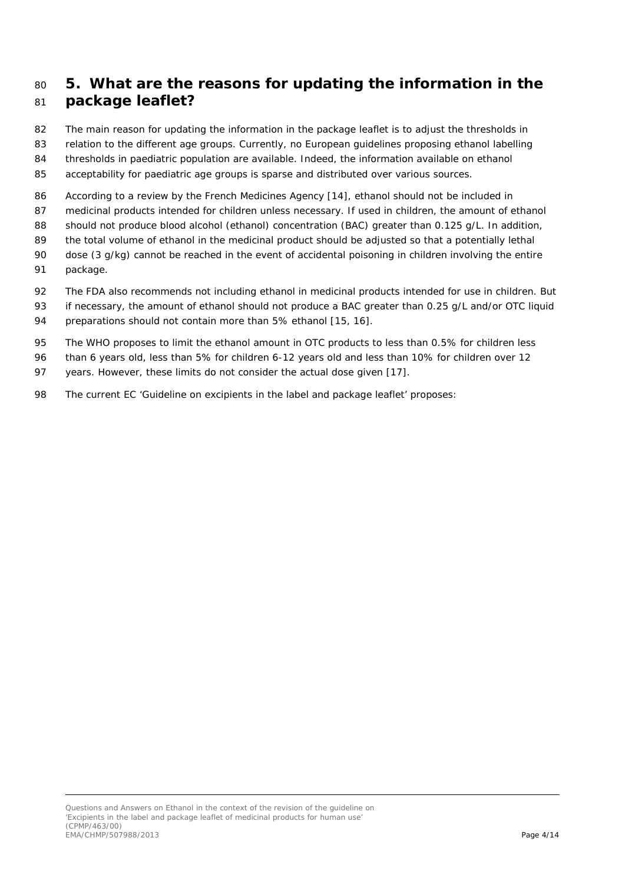## 5. What are the reasons for updating the information in the package leaflet?

The main reason for updating the information in the package leaflet is to adjust the thresholds in relation to the different age groups. Currently, no European guidelines proposing ethanol labelling thresholds in paediatric population are available. Indeed, the information available on ethanol acceptability for paediatric age groups is sparse and distributed over various sources.

According to a review by the French Medicines Agency [14], ethanol should not be included in medicinal products intended for children unless necessary. If used in children, the amount of ethanol should not produce blood alcohol (ethanol) concentration (BAC) greater than 0.125 g/L. In addition, the total volume of ethanol in the medicinal product should be adjusted so that a potentially lethal dose (3 g/kg) cannot be reached in the event of accidental poisoning in children involving the entire package.

The FDA also recommends not including ethanol in medicinal products intended for use in children. But if necessary, the amount of ethanol should not produce a BAC greater than 0.25 g/L and/or OTC liquid preparations should not contain more than 5% ethanol [15, 16].

The WHO proposes to limit the ethanol amount in OTC products to less than 0.5% for children less than 6 years old, less than 5% for children 6-12 years old and less than 10% for children over 12 years. However, these limits do not consider the actual dose given [17].

The current EC 'Guideline on excipients in the label and package leaflet' proposes: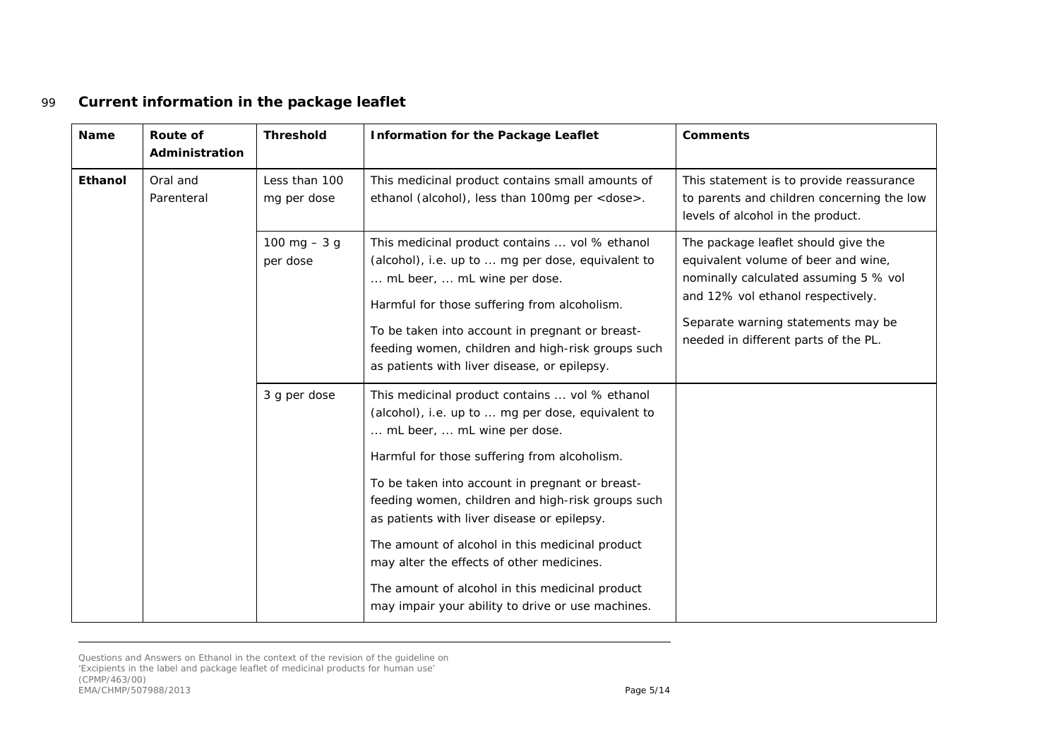## Current information in the package leaflet

| Name | Route of Administration | Threshold | Information for the Package Leaflet | Comments |
| --- | --- | --- | --- | --- |
| **Ethanol** | Oral and Parenteral | Less than 100 mg per dose | This medicinal product contains small amounts of ethanol (alcohol), less than 100mg per <dose>. | This statement is to provide reassurance to parents and children concerning the low levels of alcohol in the product. |
| | | 100 mg – 3 g per dose | This medicinal product contains ... vol % ethanol (alcohol), i.e. up to ... mg per dose, equivalent to ... mL beer, ... mL wine per dose.<br><br>Harmful for those suffering from alcoholism.<br><br>To be taken into account in pregnant or breast-feeding women, children and high-risk groups such as patients with liver disease, or epilepsy. | The package leaflet should give the equivalent volume of beer and wine, nominally calculated assuming 5 % vol and 12% vol ethanol respectively.<br><br>Separate warning statements may be needed in different parts of the PL. |
| | | 3 g per dose | This medicinal product contains ... vol % ethanol (alcohol), i.e. up to ... mg per dose, equivalent to ... mL beer, ... mL wine per dose.<br><br>Harmful for those suffering from alcoholism.<br><br>To be taken into account in pregnant or breast-feeding women, children and high-risk groups such as patients with liver disease or epilepsy.<br><br>The amount of alcohol in this medicinal product may alter the effects of other medicines.<br><br>The amount of alcohol in this medicinal product may impair your ability to drive or use machines. | |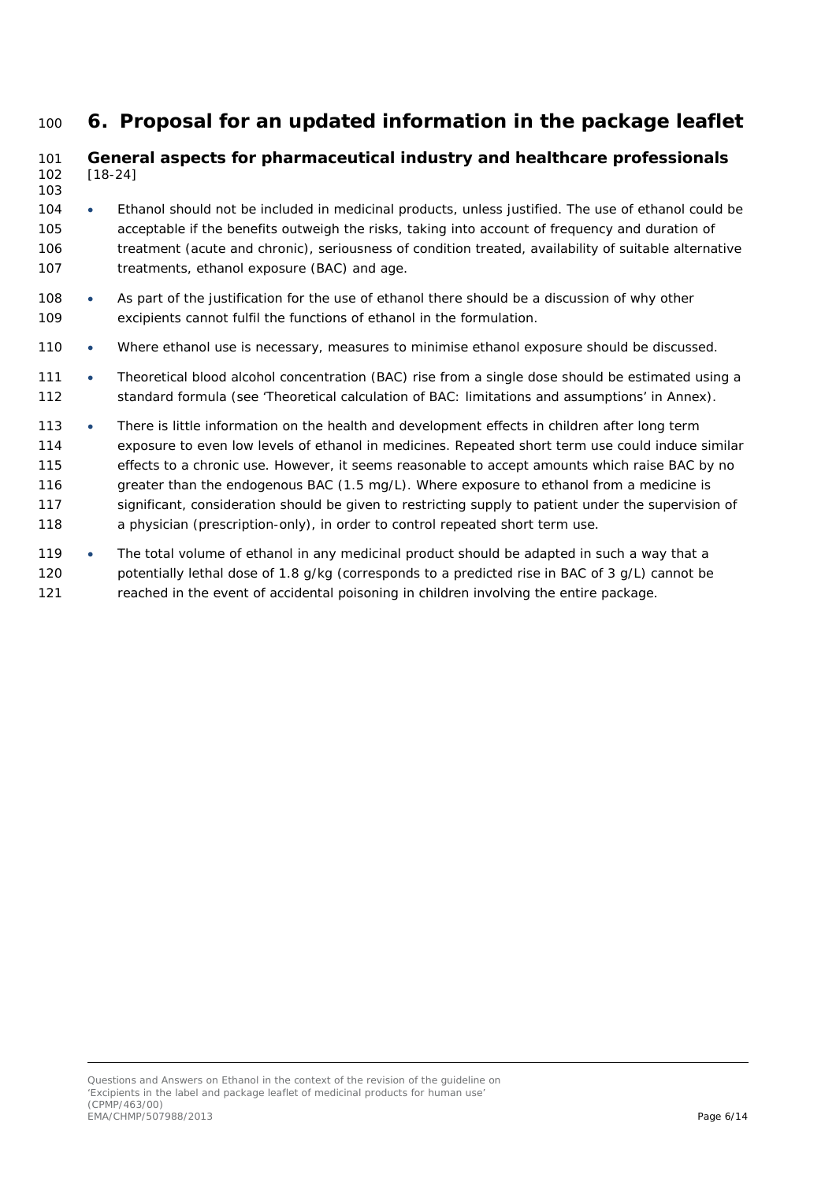# 6. Proposal for an updated information in the package leaflet

## General aspects for pharmaceutical industry and healthcare professionals

[18-24]

- Ethanol should not be included in medicinal products, unless justified. The use of ethanol could be acceptable if the benefits outweigh the risks, taking into account of frequency and duration of treatment (acute and chronic), seriousness of condition treated, availability of suitable alternative treatments, ethanol exposure (BAC) and age.
- As part of the justification for the use of ethanol there should be a discussion of why other excipients cannot fulfil the functions of ethanol in the formulation.
- Where ethanol use is necessary, measures to minimise ethanol exposure should be discussed.
- Theoretical blood alcohol concentration (BAC) rise from a single dose should be estimated using a standard formula (see 'Theoretical calculation of BAC: limitations and assumptions' in Annex).
- There is little information on the health and development effects in children after long term exposure to even low levels of ethanol in medicines. Repeated short term use could induce similar effects to a chronic use. However, it seems reasonable to accept amounts which raise BAC by no greater than the endogenous BAC (1.5 mg/L). Where exposure to ethanol from a medicine is significant, consideration should be given to restricting supply to patient under the supervision of a physician (prescription-only), in order to control repeated short term use.
- The total volume of ethanol in any medicinal product should be adapted in such a way that a potentially lethal dose of 1.8 g/kg (corresponds to a predicted rise in BAC of 3 g/L) cannot be reached in the event of accidental poisoning in children involving the entire package.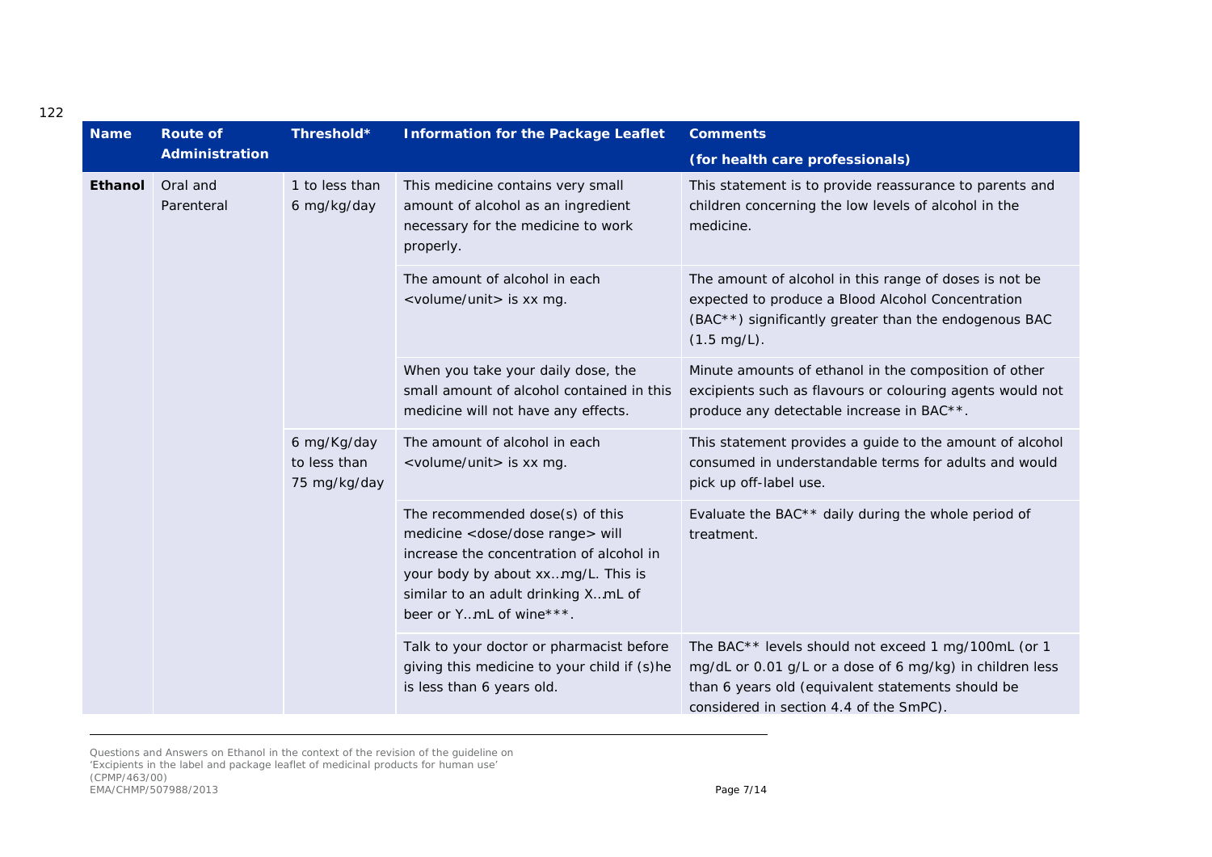122

| Name | Route of Administration | Threshold* | Information for the Package Leaflet | Comments (for health care professionals) |
|---|---|---|---|---|
| **Ethanol** | Oral and Parenteral | 1 to less than 6 mg/kg/day | This medicine contains very small amount of alcohol as an ingredient necessary for the medicine to work properly. | This statement is to provide reassurance to parents and children concerning the low levels of alcohol in the medicine. |
| | | | The amount of alcohol in each <volume/unit> is xx mg. | The amount of alcohol in this range of doses is not be expected to produce a Blood Alcohol Concentration (BAC**) significantly greater than the endogenous BAC (1.5 mg/L). |
| | | | When you take your daily dose, the small amount of alcohol contained in this medicine will not have any effects. | Minute amounts of ethanol in the composition of other excipients such as flavours or colouring agents would not produce any detectable increase in BAC**. |
| | | 6 mg/Kg/day to less than 75 mg/kg/day | The amount of alcohol in each <volume/unit> is xx mg. | This statement provides a guide to the amount of alcohol consumed in understandable terms for adults and would pick up off-label use. |
| | | | The recommended dose(s) of this medicine <dose/dose range> will increase the concentration of alcohol in your body by about xx…mg/L. This is similar to an adult drinking X…mL of beer or Y…mL of wine***. | Evaluate the BAC** daily during the whole period of treatment. |
| | | | Talk to your doctor or pharmacist before giving this medicine to your child if (s)he is less than 6 years old. | The BAC** levels should not exceed 1 mg/100mL (or 1 mg/dL or 0.01 g/L or a dose of 6 mg/kg) in children less than 6 years old (equivalent statements should be considered in section 4.4 of the SmPC). |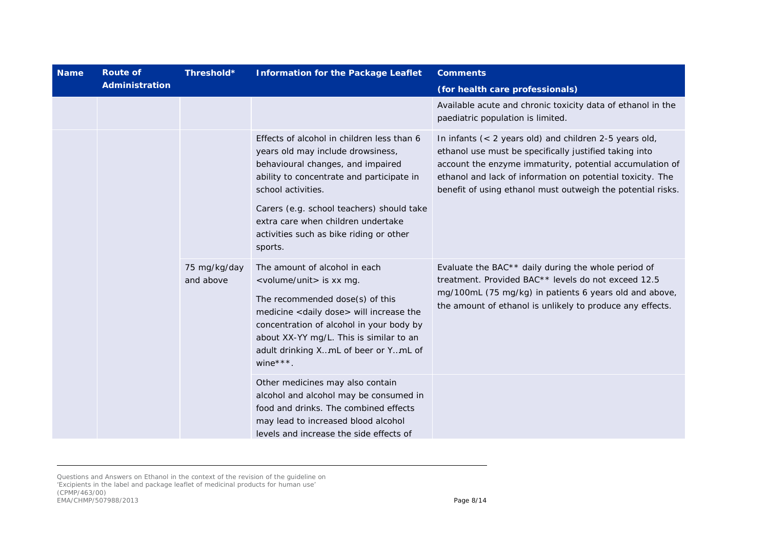| Name | Route of Administration | Threshold* | Information for the Package Leaflet | Comments (for health care professionals) |
| --- | --- | --- | --- | --- |
| | | | | Available acute and chronic toxicity data of ethanol in the paediatric population is limited. |
| | | | Effects of alcohol in children less than 6 years old may include drowsiness, behavioural changes, and impaired ability to concentrate and participate in school activities.<br><br>Carers (e.g. school teachers) should take extra care when children undertake activities such as bike riding or other sports. | In infants (< 2 years old) and children 2-5 years old, ethanol use must be specifically justified taking into account the enzyme immaturity, potential accumulation of ethanol and lack of information on potential toxicity. The benefit of using ethanol must outweigh the potential risks. |
| | | 75 mg/kg/day and above | The amount of alcohol in each <volume/unit> is xx mg.<br><br>The recommended dose(s) of this medicine <daily dose> will increase the concentration of alcohol in your body by about XX-YY mg/L. This is similar to an adult drinking X…mL of beer or Y…mL of wine***. | Evaluate the BAC** daily during the whole period of treatment. Provided BAC** levels do not exceed 12.5 mg/100mL (75 mg/kg) in patients 6 years old and above, the amount of ethanol is unlikely to produce any effects. |
| | | | Other medicines may also contain alcohol and alcohol may be consumed in food and drinks. The combined effects may lead to increased blood alcohol levels and increase the side effects of | |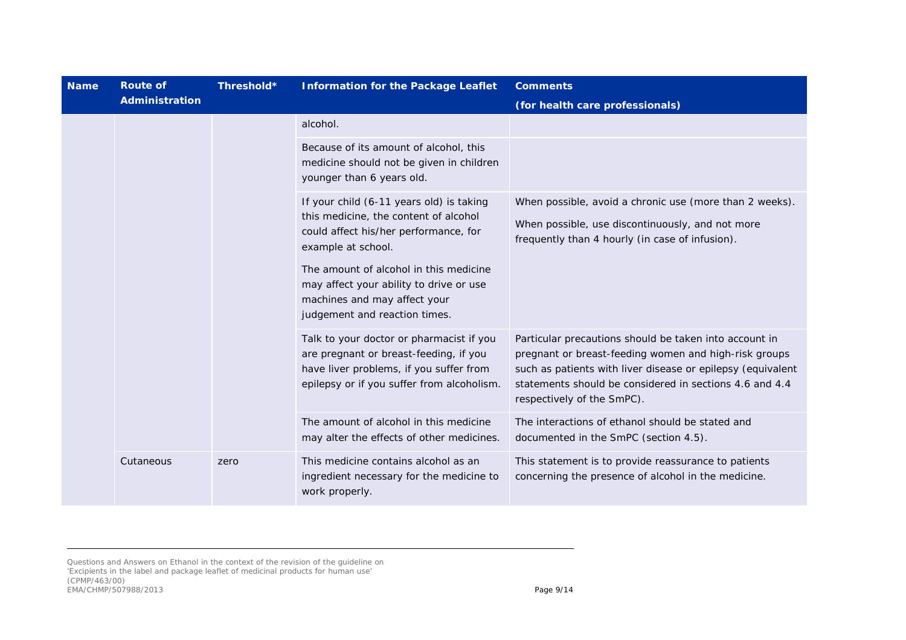| Name | Route of Administration | Threshold* | Information for the Package Leaflet | Comments (for health care professionals) |
|---|---|---|---|---|
| | | | alcohol. | |
| | | | Because of its amount of alcohol, this medicine should not be given in children younger than 6 years old. | |
| | | | If your child (6-11 years old) is taking this medicine, the content of alcohol could affect his/her performance, for example at school. The amount of alcohol in this medicine may affect your ability to drive or use machines and may affect your judgement and reaction times. | When possible, avoid a chronic use (more than 2 weeks). When possible, use discontinuously, and not more frequently than 4 hourly (in case of infusion). |
| | | | Talk to your doctor or pharmacist if you are pregnant or breast-feeding, if you have liver problems, if you suffer from epilepsy or if you suffer from alcoholism. | Particular precautions should be taken into account in pregnant or breast-feeding women and high-risk groups such as patients with liver disease or epilepsy (equivalent statements should be considered in sections 4.6 and 4.4 respectively of the SmPC). |
| | | | The amount of alcohol in this medicine may alter the effects of other medicines. | The interactions of ethanol should be stated and documented in the SmPC (section 4.5). |
| | Cutaneous | zero | This medicine contains alcohol as an ingredient necessary for the medicine to work properly. | This statement is to provide reassurance to patients concerning the presence of alcohol in the medicine. |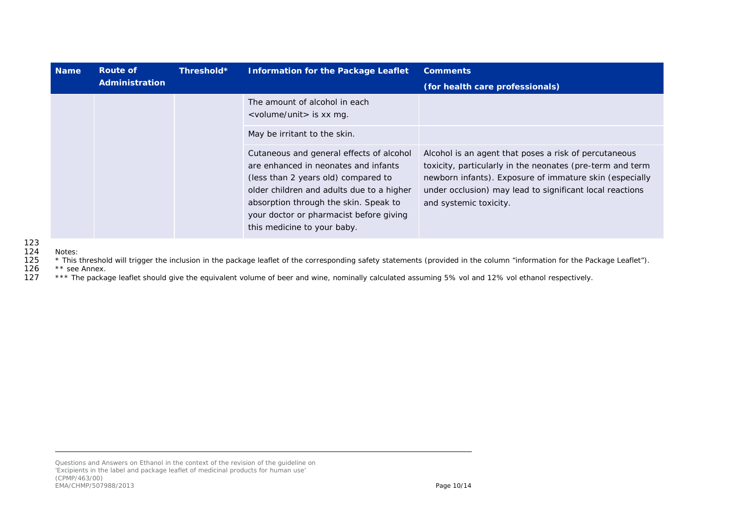| Name | Route of Administration | Threshold* | Information for the Package Leaflet | Comments (for health care professionals) |
|---|---|---|---|---|
| | | | The amount of alcohol in each <volume/unit> is xx mg. | |
| | | | May be irritant to the skin. | |
| | | | Cutaneous and general effects of alcohol are enhanced in neonates and infants (less than 2 years old) compared to older children and adults due to a higher absorption through the skin. Speak to your doctor or pharmacist before giving this medicine to your baby. | Alcohol is an agent that poses a risk of percutaneous toxicity, particularly in the neonates (pre-term and term newborn infants). Exposure of immature skin (especially under occlusion) may lead to significant local reactions and systemic toxicity. |

Notes:

* This threshold will trigger the inclusion in the package leaflet of the corresponding safety statements (provided in the column "information for the Package Leaflet").

** see Annex.

*** The package leaflet should give the equivalent volume of beer and wine, nominally calculated assuming 5% vol and 12% vol ethanol respectively.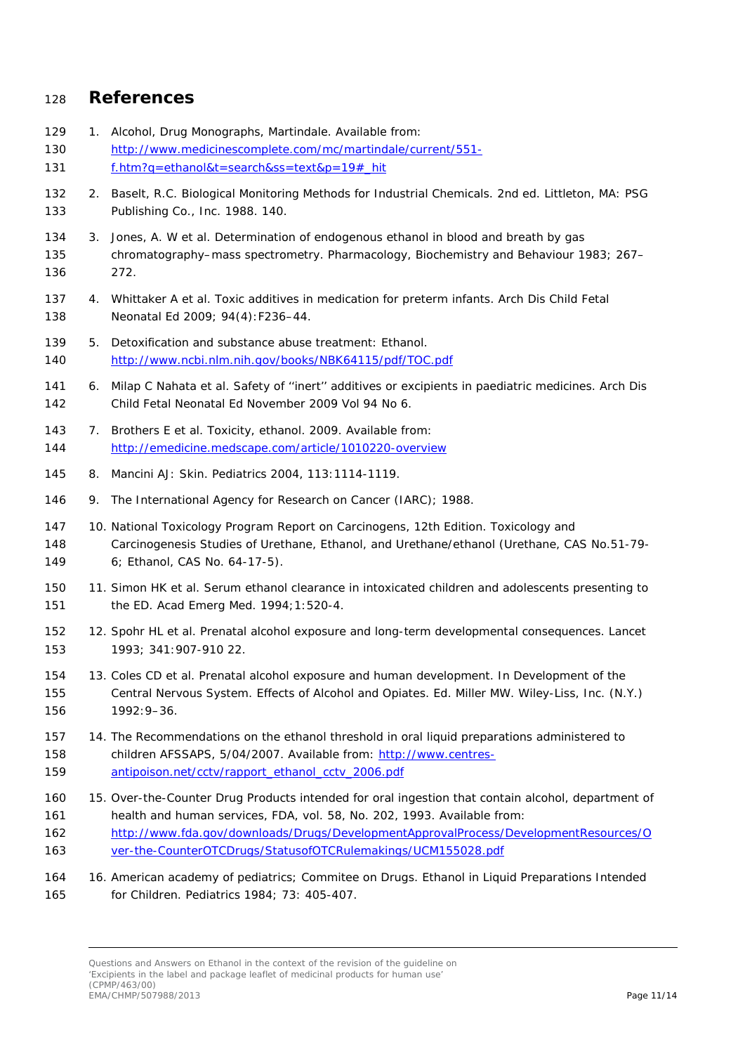## References

1. Alcohol, Drug Monographs, Martindale. Available from: http://www.medicinescomplete.com/mc/martindale/current/551-f.htm?q=ethanol&t=search&ss=text&p=19#_hit
2. Baselt, R.C. Biological Monitoring Methods for Industrial Chemicals. 2nd ed. Littleton, MA: PSG Publishing Co., Inc. 1988. 140.
3. Jones, A. W et al. Determination of endogenous ethanol in blood and breath by gas chromatography–mass spectrometry. Pharmacology, Biochemistry and Behaviour 1983; 267–272.
4. Whittaker A et al. Toxic additives in medication for preterm infants. Arch Dis Child Fetal Neonatal Ed 2009; 94(4):F236–44.
5. Detoxification and substance abuse treatment: Ethanol. http://www.ncbi.nlm.nih.gov/books/NBK64115/pdf/TOC.pdf
6. Milap C Nahata et al. Safety of ''inert'' additives or excipients in paediatric medicines. Arch Dis Child Fetal Neonatal Ed November 2009 Vol 94 No 6.
7. Brothers E et al. Toxicity, ethanol. 2009. Available from: http://emedicine.medscape.com/article/1010220-overview
8. Mancini AJ: Skin. Pediatrics 2004, 113:1114-1119.
9. The International Agency for Research on Cancer (IARC); 1988.
10. National Toxicology Program Report on Carcinogens, 12th Edition. Toxicology and Carcinogenesis Studies of Urethane, Ethanol, and Urethane/ethanol (Urethane, CAS No.51-79-6; Ethanol, CAS No. 64-17-5).
11. Simon HK et al. Serum ethanol clearance in intoxicated children and adolescents presenting to the ED. Acad Emerg Med. 1994;1:520-4.
12. Spohr HL et al. Prenatal alcohol exposure and long-term developmental consequences. Lancet 1993; 341:907-910 22.
13. Coles CD et al. Prenatal alcohol exposure and human development. In Development of the Central Nervous System. Effects of Alcohol and Opiates. Ed. Miller MW. Wiley-Liss, Inc. (N.Y.) 1992:9–36.
14. The Recommendations on the ethanol threshold in oral liquid preparations administered to children AFSSAPS, 5/04/2007. Available from: http://www.centres-antipoison.net/cctv/rapport_ethanol_cctv_2006.pdf
15. Over-the-Counter Drug Products intended for oral ingestion that contain alcohol, department of health and human services, FDA, vol. 58, No. 202, 1993. Available from: http://www.fda.gov/downloads/Drugs/DevelopmentApprovalProcess/DevelopmentResources/Over-the-CounterOTCDrugs/StatusofOTCRulemakings/UCM155028.pdf
16. American academy of pediatrics; Commitee on Drugs. Ethanol in Liquid Preparations Intended for Children. Pediatrics 1984; 73: 405-407.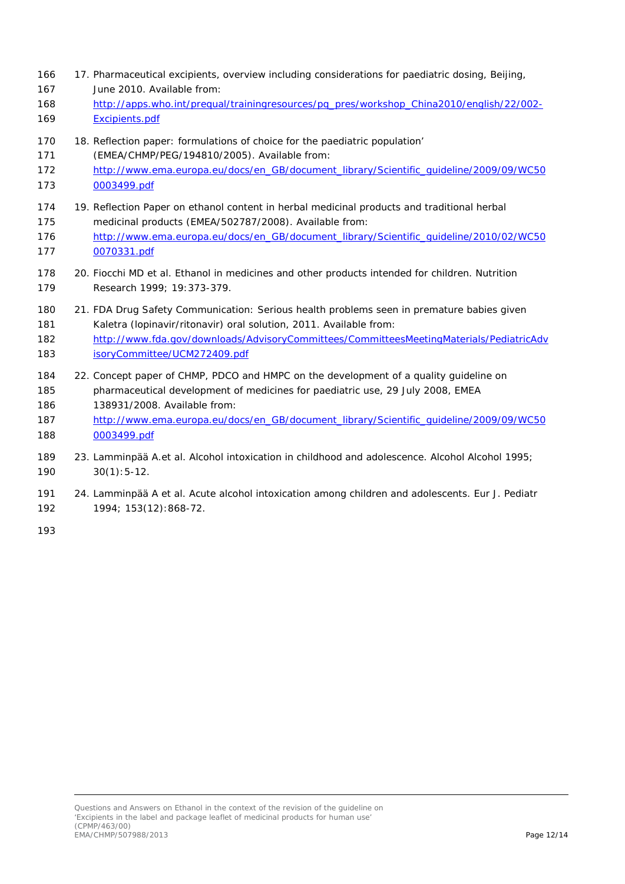17. Pharmaceutical excipients, overview including considerations for paediatric dosing, Beijing, June 2010. Available from: http://apps.who.int/prequal/trainingresources/pq_pres/workshop_China2010/english/22/002-Excipients.pdf

18. Reflection paper: formulations of choice for the paediatric population' (EMEA/CHMP/PEG/194810/2005). Available from: http://www.ema.europa.eu/docs/en_GB/document_library/Scientific_guideline/2009/09/WC500003499.pdf

19. Reflection Paper on ethanol content in herbal medicinal products and traditional herbal medicinal products (EMEA/502787/2008). Available from: http://www.ema.europa.eu/docs/en_GB/document_library/Scientific_guideline/2010/02/WC500070331.pdf

20. Fiocchi MD et al. Ethanol in medicines and other products intended for children. Nutrition Research 1999; 19:373-379.

21. FDA Drug Safety Communication: Serious health problems seen in premature babies given Kaletra (lopinavir/ritonavir) oral solution, 2011. Available from: http://www.fda.gov/downloads/AdvisoryCommittees/CommitteesMeetingMaterials/PediatricAdvisoryCommittee/UCM272409.pdf

22. Concept paper of CHMP, PDCO and HMPC on the development of a quality guideline on pharmaceutical development of medicines for paediatric use, 29 July 2008, EMEA 138931/2008. Available from: http://www.ema.europa.eu/docs/en_GB/document_library/Scientific_guideline/2009/09/WC500003499.pdf

23. Lamminpää A.et al. Alcohol intoxication in childhood and adolescence. Alcohol Alcohol 1995; 30(1):5-12.

24. Lamminpää A et al. Acute alcohol intoxication among children and adolescents. Eur J. Pediatr 1994; 153(12):868-72.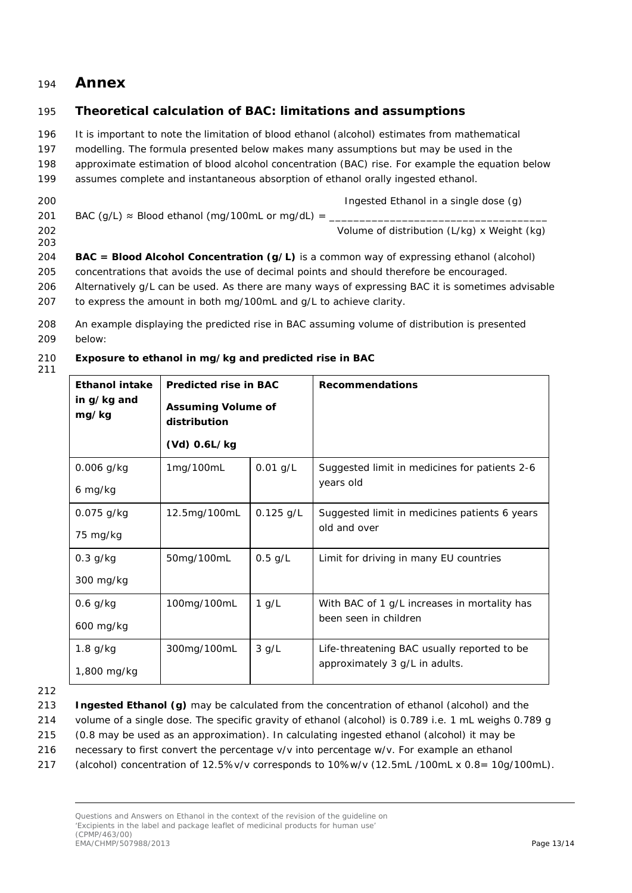# Annex

## Theoretical calculation of BAC: limitations and assumptions

It is important to note the limitation of blood ethanol (alcohol) estimates from mathematical modelling. The formula presented below makes many assumptions but may be used in the approximate estimation of blood alcohol concentration (BAC) rise. For example the equation below assumes complete and instantaneous absorption of ethanol orally ingested ethanol.

$$\text{BAC (g/L)} \approx \text{Blood ethanol (mg/100mL or mg/dL)} = \frac{\text{Ingested Ethanol in a single dose (g)}}{\text{Volume of distribution (L/kg) x Weight (kg)}}$$

**BAC = Blood Alcohol Concentration (g/L)** is a common way of expressing ethanol (alcohol) concentrations that avoids the use of decimal points and should therefore be encouraged. Alternatively g/L can be used. As there are many ways of expressing BAC it is sometimes advisable to express the amount in both mg/100mL and g/L to achieve clarity.

An example displaying the predicted rise in BAC assuming volume of distribution is presented below:

**Exposure to ethanol in mg/kg and predicted rise in BAC**

| Ethanol intake in g/kg and mg/kg | Predicted rise in BAC Assuming Volume of distribution (Vd) 0.6L/kg | | Recommendations |
|---|---|---|---|
| 0.006 g/kg<br>6 mg/kg | 1mg/100mL | 0.01 g/L | Suggested limit in medicines for patients 2-6 years old |
| 0.075 g/kg<br>75 mg/kg | 12.5mg/100mL | 0.125 g/L | Suggested limit in medicines patients 6 years old and over |
| 0.3 g/kg<br>300 mg/kg | 50mg/100mL | 0.5 g/L | Limit for driving in many EU countries |
| 0.6 g/kg<br>600 mg/kg | 100mg/100mL | 1 g/L | With BAC of 1 g/L increases in mortality has been seen in children |
| 1.8 g/kg<br>1,800 mg/kg | 300mg/100mL | 3 g/L | Life-threatening BAC usually reported to be approximately 3 g/L in adults. |

**Ingested Ethanol (g)** may be calculated from the concentration of ethanol (alcohol) and the volume of a single dose. The specific gravity of ethanol (alcohol) is 0.789 i.e. 1 mL weighs 0.789 g (0.8 may be used as an approximation). In calculating ingested ethanol (alcohol) it may be necessary to first convert the percentage v/v into percentage w/v. For example an ethanol (alcohol) concentration of 12.5% v/v corresponds to 10% w/v (12.5mL /100mL x 0.8= 10g/100mL).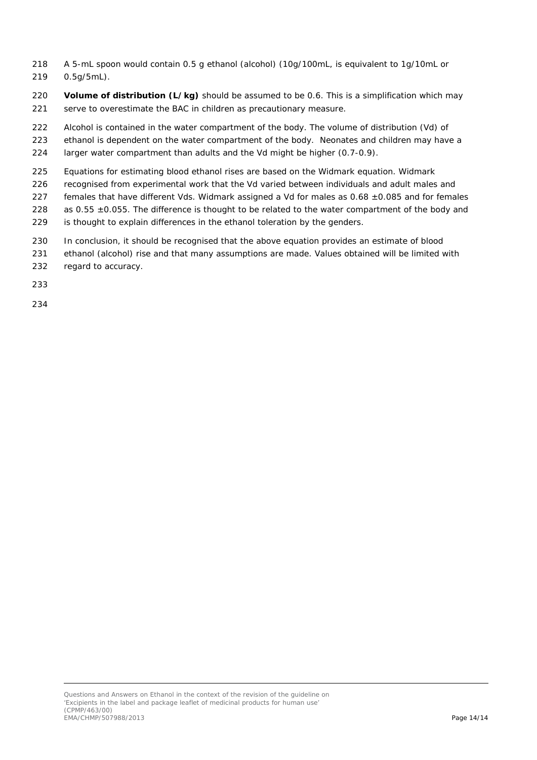A 5-mL spoon would contain 0.5 g ethanol (alcohol) (10g/100mL, is equivalent to 1g/10mL or 0.5g/5mL).

**Volume of distribution (L/kg)** should be assumed to be 0.6. This is a simplification which may serve to overestimate the BAC in children as precautionary measure.

Alcohol is contained in the water compartment of the body. The volume of distribution (Vd) of ethanol is dependent on the water compartment of the body. Neonates and children may have a larger water compartment than adults and the Vd might be higher (0.7-0.9).

Equations for estimating blood ethanol rises are based on the Widmark equation. Widmark recognised from experimental work that the Vd varied between individuals and adult males and females that have different Vds. Widmark assigned a Vd for males as 0.68 $\pm$0.085 and for females as 0.55 $\pm$0.055. The difference is thought to be related to the water compartment of the body and is thought to explain differences in the ethanol toleration by the genders.

In conclusion, it should be recognised that the above equation provides an estimate of blood ethanol (alcohol) rise and that many assumptions are made. Values obtained will be limited with regard to accuracy.